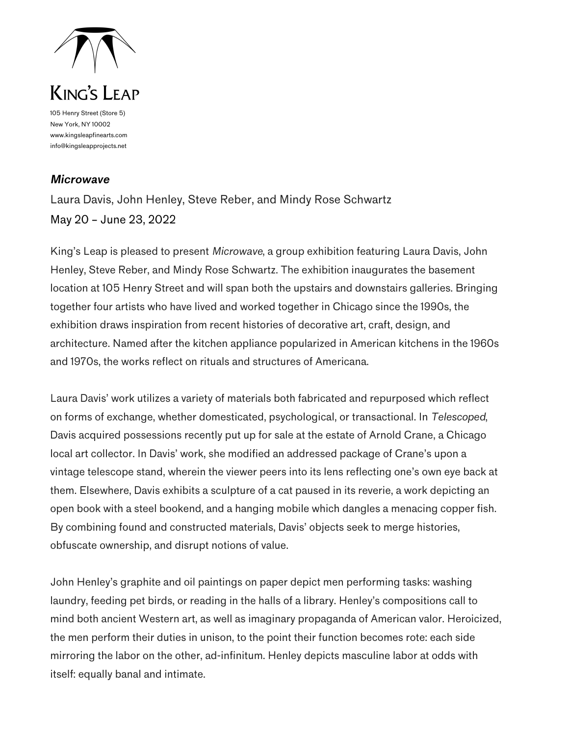# KING'S LEAP

105 Henry Street (Store 5)
New York, NY 10002
www.kingsleapfinearts.com
info@kingsleapprojects.net

## ***Microwave***

Laura Davis, John Henley, Steve Reber, and Mindy Rose Schwartz
May 20 – June 23, 2022

King's Leap is pleased to present *Microwave*, a group exhibition featuring Laura Davis, John Henley, Steve Reber, and Mindy Rose Schwartz. The exhibition inaugurates the basement location at 105 Henry Street and will span both the upstairs and downstairs galleries. Bringing together four artists who have lived and worked together in Chicago since the 1990s, the exhibition draws inspiration from recent histories of decorative art, craft, design, and architecture. Named after the kitchen appliance popularized in American kitchens in the 1960s and 1970s, the works reflect on rituals and structures of Americana.

Laura Davis' work utilizes a variety of materials both fabricated and repurposed which reflect on forms of exchange, whether domesticated, psychological, or transactional. In *Telescoped*, Davis acquired possessions recently put up for sale at the estate of Arnold Crane, a Chicago local art collector. In Davis' work, she modified an addressed package of Crane's upon a vintage telescope stand, wherein the viewer peers into its lens reflecting one's own eye back at them. Elsewhere, Davis exhibits a sculpture of a cat paused in its reverie, a work depicting an open book with a steel bookend, and a hanging mobile which dangles a menacing copper fish. By combining found and constructed materials, Davis' objects seek to merge histories, obfuscate ownership, and disrupt notions of value.

John Henley's graphite and oil paintings on paper depict men performing tasks: washing laundry, feeding pet birds, or reading in the halls of a library. Henley's compositions call to mind both ancient Western art, as well as imaginary propaganda of American valor. Heroicized, the men perform their duties in unison, to the point their function becomes rote: each side mirroring the labor on the other, ad-infinitum. Henley depicts masculine labor at odds with itself: equally banal and intimate.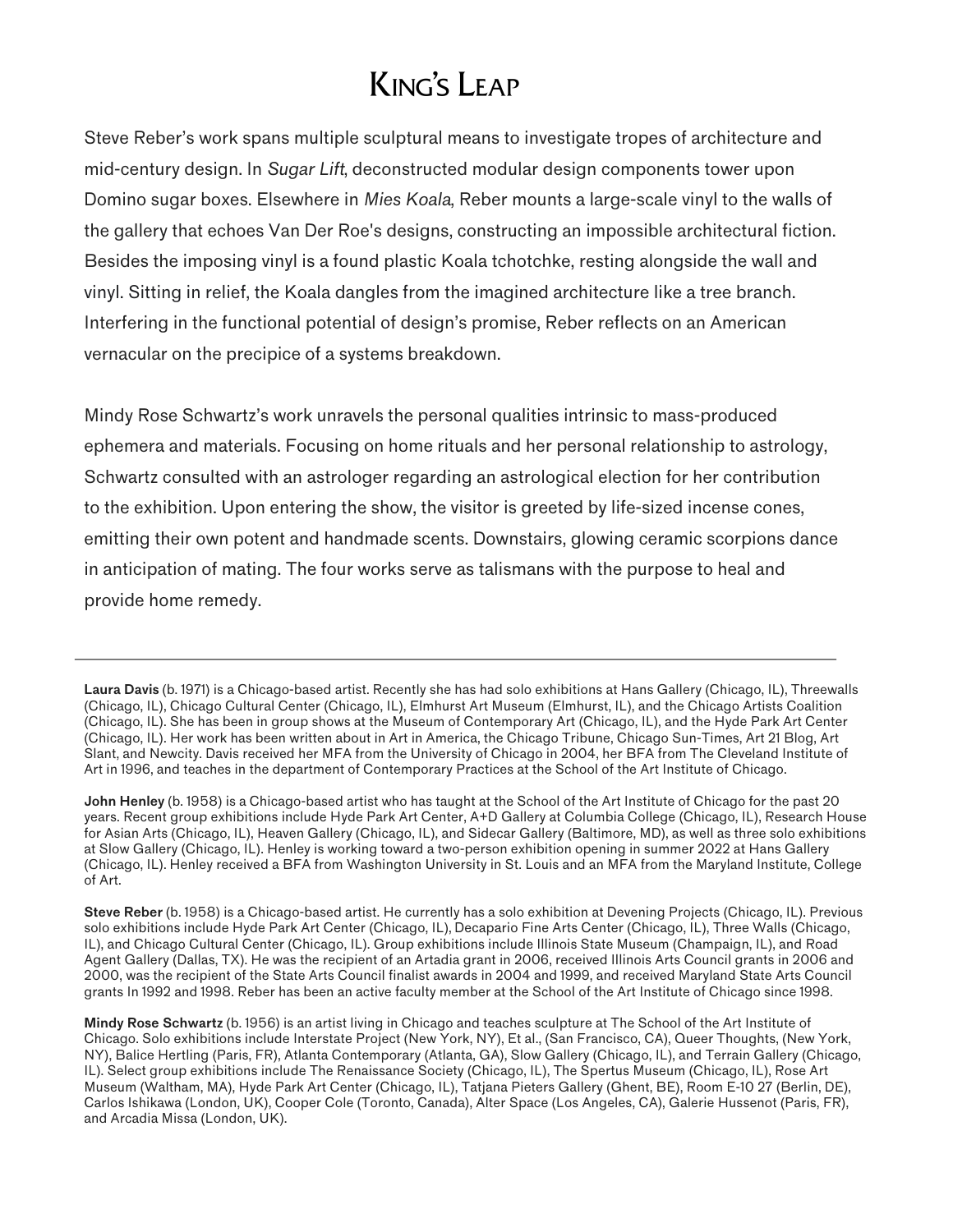# King's Leap

Steve Reber's work spans multiple sculptural means to investigate tropes of architecture and mid-century design. In *Sugar Lift*, deconstructed modular design components tower upon Domino sugar boxes. Elsewhere in *Mies Koala*, Reber mounts a large-scale vinyl to the walls of the gallery that echoes Van Der Roe's designs, constructing an impossible architectural fiction. Besides the imposing vinyl is a found plastic Koala tchotchke, resting alongside the wall and vinyl. Sitting in relief, the Koala dangles from the imagined architecture like a tree branch. Interfering in the functional potential of design's promise, Reber reflects on an American vernacular on the precipice of a systems breakdown.

Mindy Rose Schwartz's work unravels the personal qualities intrinsic to mass-produced ephemera and materials. Focusing on home rituals and her personal relationship to astrology, Schwartz consulted with an astrologer regarding an astrological election for her contribution to the exhibition. Upon entering the show, the visitor is greeted by life-sized incense cones, emitting their own potent and handmade scents. Downstairs, glowing ceramic scorpions dance in anticipation of mating. The four works serve as talismans with the purpose to heal and provide home remedy.

---

**Laura Davis** (b. 1971) is a Chicago-based artist. Recently she has had solo exhibitions at Hans Gallery (Chicago, IL), Threewalls (Chicago, IL), Chicago Cultural Center (Chicago, IL), Elmhurst Art Museum (Elmhurst, IL), and the Chicago Artists Coalition (Chicago, IL). She has been in group shows at the Museum of Contemporary Art (Chicago, IL), and the Hyde Park Art Center (Chicago, IL). Her work has been written about in Art in America, the Chicago Tribune, Chicago Sun-Times, Art 21 Blog, Art Slant, and Newcity. Davis received her MFA from the University of Chicago in 2004, her BFA from The Cleveland Institute of Art in 1996, and teaches in the department of Contemporary Practices at the School of the Art Institute of Chicago.

**John Henley** (b. 1958) is a Chicago-based artist who has taught at the School of the Art Institute of Chicago for the past 20 years. Recent group exhibitions include Hyde Park Art Center, A+D Gallery at Columbia College (Chicago, IL), Research House for Asian Arts (Chicago, IL), Heaven Gallery (Chicago, IL), and Sidecar Gallery (Baltimore, MD), as well as three solo exhibitions at Slow Gallery (Chicago, IL). Henley is working toward a two-person exhibition opening in summer 2022 at Hans Gallery (Chicago, IL). Henley received a BFA from Washington University in St. Louis and an MFA from the Maryland Institute, College of Art.

**Steve Reber** (b. 1958) is a Chicago-based artist. He currently has a solo exhibition at Devening Projects (Chicago, IL). Previous solo exhibitions include Hyde Park Art Center (Chicago, IL), Decapario Fine Arts Center (Chicago, IL), Three Walls (Chicago, IL), and Chicago Cultural Center (Chicago, IL). Group exhibitions include Illinois State Museum (Champaign, IL), and Road Agent Gallery (Dallas, TX). He was the recipient of an Artadia grant in 2006, received Illinois Arts Council grants in 2006 and 2000, was the recipient of the State Arts Council finalist awards in 2004 and 1999, and received Maryland State Arts Council grants In 1992 and 1998. Reber has been an active faculty member at the School of the Art Institute of Chicago since 1998.

**Mindy Rose Schwartz** (b. 1956) is an artist living in Chicago and teaches sculpture at The School of the Art Institute of Chicago. Solo exhibitions include Interstate Project (New York, NY), Et al., (San Francisco, CA), Queer Thoughts, (New York, NY), Balice Hertling (Paris, FR), Atlanta Contemporary (Atlanta, GA), Slow Gallery (Chicago, IL), and Terrain Gallery (Chicago, IL). Select group exhibitions include The Renaissance Society (Chicago, IL), The Spertus Museum (Chicago, IL), Rose Art Museum (Waltham, MA), Hyde Park Art Center (Chicago, IL), Tatjana Pieters Gallery (Ghent, BE), Room E-10 27 (Berlin, DE), Carlos Ishikawa (London, UK), Cooper Cole (Toronto, Canada), Alter Space (Los Angeles, CA), Galerie Hussenot (Paris, FR), and Arcadia Missa (London, UK).